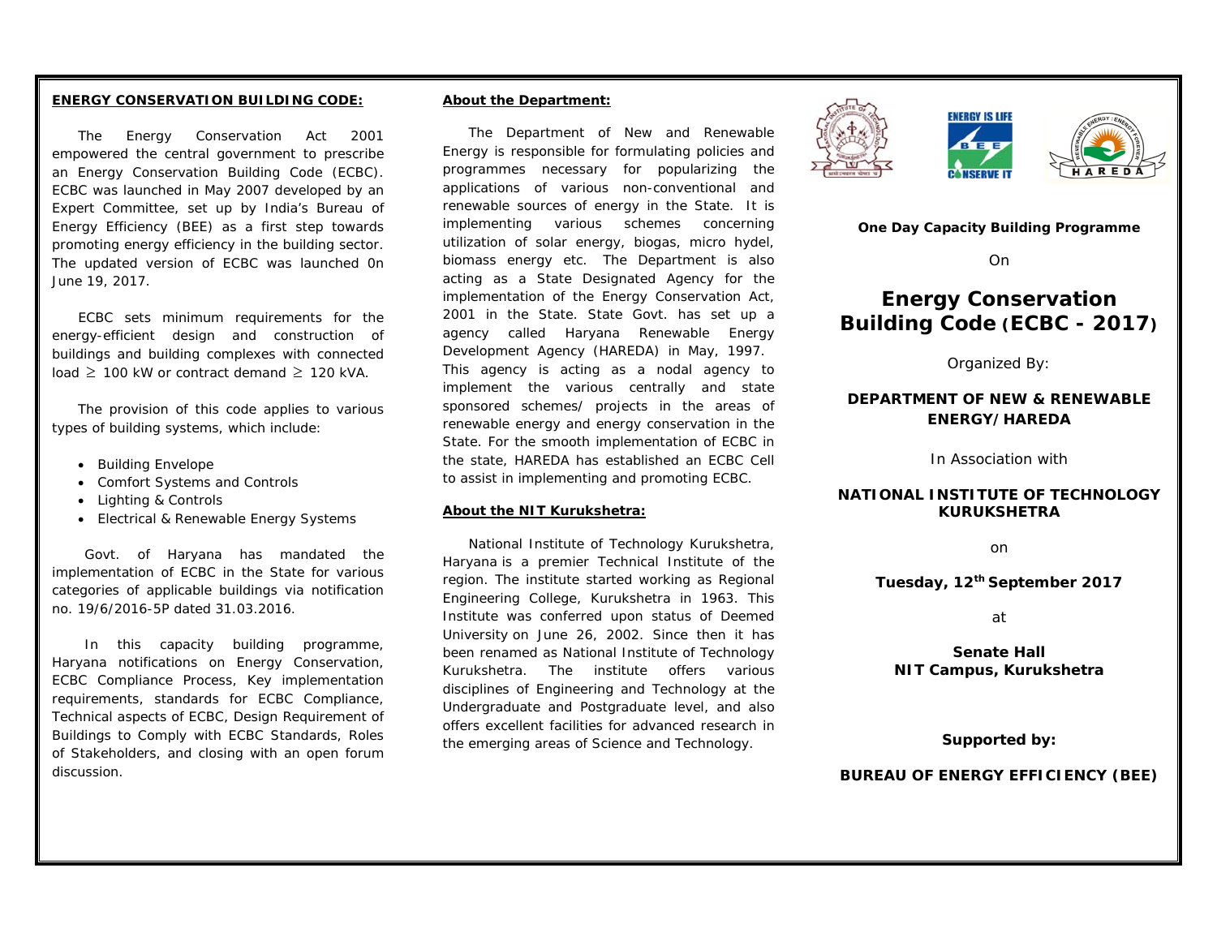## ENERGY CONSERVATION BUILDING CODE:

The Energy Conservation Act 2001 empowered the central government to prescribe an Energy Conservation Building Code (ECBC). ECBC was launched in May 2007 developed by an Expert Committee, set up by India's Bureau of Energy Efficiency (BEE) as a first step towards promoting energy efficiency in the building sector. The updated version of ECBC was launched 0n June 19, 2017.

ECBC sets minimum requirements for the energy-efficient design and construction of buildings and building complexes with connected load ≥ 100 kW or contract demand ≥ 120 kVA.

The provision of this code applies to various types of building systems, which include:

- Building Envelope
- Comfort Systems and Controls
- Lighting & Controls
- Electrical & Renewable Energy Systems

Govt. of Haryana has mandated the implementation of ECBC in the State for various categories of applicable buildings via notification no. 19/6/2016-5P dated 31.03.2016.

In this capacity building programme, Haryana notifications on Energy Conservation, ECBC Compliance Process, Key implementation requirements, standards for ECBC Compliance, Technical aspects of ECBC, Design Requirement of Buildings to Comply with ECBC Standards, Roles of Stakeholders, and closing with an open forum discussion.

## About the Department:

The Department of New and Renewable Energy is responsible for formulating policies and programmes necessary for popularizing the applications of various non-conventional and renewable sources of energy in the State. It is implementing various schemes concerning utilization of solar energy, biogas, micro hydel, biomass energy etc. The Department is also acting as a State Designated Agency for the implementation of the Energy Conservation Act, 2001 in the State. State Govt. has set up a agency called Haryana Renewable Energy Development Agency (HAREDA) in May, 1997. This agency is acting as a nodal agency to implement the various centrally and state sponsored schemes/ projects in the areas of renewable energy and energy conservation in the State. For the smooth implementation of ECBC in the state, HAREDA has established an ECBC Cell to assist in implementing and promoting ECBC.

## About the NIT Kurukshetra:

National Institute of Technology Kurukshetra, Haryana is a premier Technical Institute of the region. The institute started working as Regional Engineering College, Kurukshetra in 1963. This Institute was conferred upon status of Deemed University on June 26, 2002. Since then it has been renamed as National Institute of Technology Kurukshetra. The institute offers various disciplines of Engineering and Technology at the Undergraduate and Postgraduate level, and also offers excellent facilities for advanced research in the emerging areas of Science and Technology.

**One Day Capacity Building Programme**

On

# Energy Conservation Building Code (ECBC - 2017)

Organized By:

**DEPARTMENT OF NEW & RENEWABLE ENERGY/HAREDA**

In Association with

**NATIONAL INSTITUTE OF TECHNOLOGY KURUKSHETRA**

on

**Tuesday, 12th September 2017**

at

**Senate Hall**
**NIT Campus, Kurukshetra**

**Supported by:**

**BUREAU OF ENERGY EFFICIENCY (BEE)**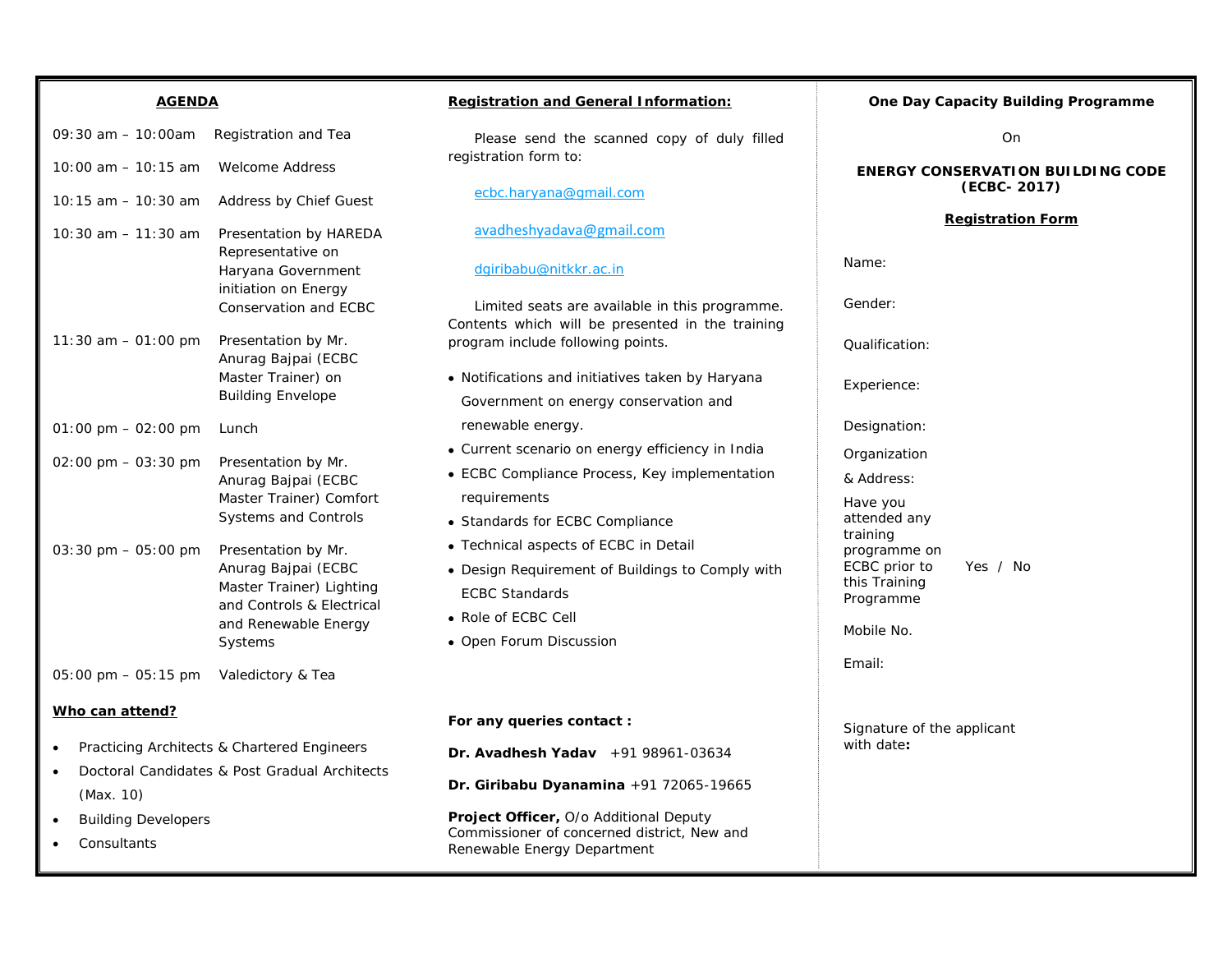## AGENDA

| | |
|---|---|
| 09:30 am – 10:00am | Registration and Tea |
| 10:00 am – 10:15 am | Welcome Address |
| 10:15 am – 10:30 am | Address by Chief Guest |
| 10:30 am – 11:30 am | Presentation by HAREDA Representative on Haryana Government initiation on Energy Conservation and ECBC |
| 11:30 am – 01:00 pm | Presentation by Mr. Anurag Bajpai (ECBC Master Trainer) on Building Envelope |
| 01:00 pm – 02:00 pm | Lunch |
| 02:00 pm – 03:30 pm | Presentation by Mr. Anurag Bajpai (ECBC Master Trainer) Comfort Systems and Controls |
| 03:30 pm – 05:00 pm | Presentation by Mr. Anurag Bajpai (ECBC Master Trainer) Lighting and Controls & Electrical and Renewable Energy Systems |
| 05:00 pm – 05:15 pm | Valedictory & Tea |

### Who can attend?

- Practicing Architects & Chartered Engineers
- Doctoral Candidates & Post Gradual Architects (Max. 10)
- Building Developers
- Consultants

## Registration and General Information:

Please send the scanned copy of duly filled registration form to:

ecbc.haryana@gmail.com

avadheshyadava@gmail.com

dgiribabu@nitkkr.ac.in

Limited seats are available in this programme. Contents which will be presented in the training program include following points.

- Notifications and initiatives taken by Haryana Government on energy conservation and renewable energy.
- Current scenario on energy efficiency in India
- ECBC Compliance Process, Key implementation requirements
- Standards for ECBC Compliance
- Technical aspects of ECBC in Detail
- Design Requirement of Buildings to Comply with ECBC Standards
- Role of ECBC Cell
- Open Forum Discussion

**For any queries contact :**

**Dr. Avadhesh Yadav** +91 98961-03634

**Dr. Giribabu Dyanamina** +91 72065-19665

**Project Officer,** O/o Additional Deputy Commissioner of concerned district, New and Renewable Energy Department

## One Day Capacity Building Programme

On

## ENERGY CONSERVATION BUILDING CODE (ECBC- 2017)

### Registration Form

Name:

Gender:

Qualification:

Experience:

Designation:

Organization & Address:

Have you attended any training programme on ECBC prior to this Training Programme Yes / No

Mobile No.

Email:

Signature of the applicant with date**:**